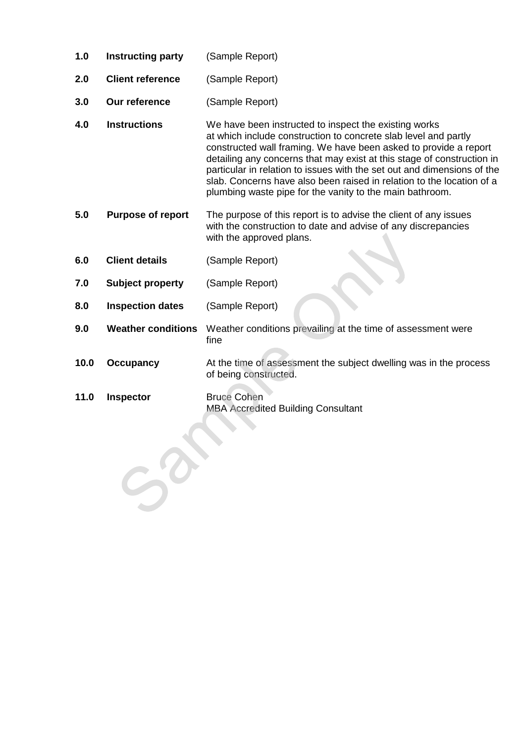| | | |
|---|---|---|
| **1.0** | **Instructing party** | (Sample Report) |
| **2.0** | **Client reference** | (Sample Report) |
| **3.0** | **Our reference** | (Sample Report) |
| **4.0** | **Instructions** | We have been instructed to inspect the existing works at which include construction to concrete slab level and partly constructed wall framing. We have been asked to provide a report detailing any concerns that may exist at this stage of construction in particular in relation to issues with the set out and dimensions of the slab. Concerns have also been raised in relation to the location of a plumbing waste pipe for the vanity to the main bathroom. |
| **5.0** | **Purpose of report** | The purpose of this report is to advise the client of any issues with the construction to date and advise of any discrepancies with the approved plans. |
| **6.0** | **Client details** | (Sample Report) |
| **7.0** | **Subject property** | (Sample Report) |
| **8.0** | **Inspection dates** | (Sample Report) |
| **9.0** | **Weather conditions** | Weather conditions prevailing at the time of assessment were fine |
| **10.0** | **Occupancy** | At the time of assessment the subject dwelling was in the process of being constructed. |
| **11.0** | **Inspector** | Bruce Cohen<br>MBA Accredited Building Consultant |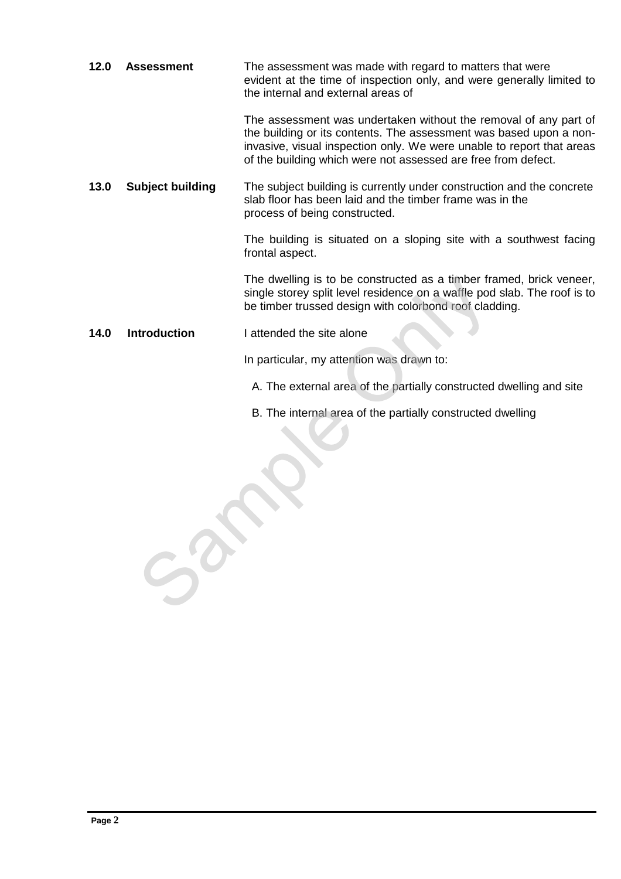## 12.0 Assessment

The assessment was made with regard to matters that were evident at the time of inspection only, and were generally limited to the internal and external areas of

The assessment was undertaken without the removal of any part of the building or its contents. The assessment was based upon a non-invasive, visual inspection only. We were unable to report that areas of the building which were not assessed are free from defect.

## 13.0 Subject building

The subject building is currently under construction and the concrete slab floor has been laid and the timber frame was in the process of being constructed.

The building is situated on a sloping site with a southwest facing frontal aspect.

The dwelling is to be constructed as a timber framed, brick veneer, single storey split level residence on a waffle pod slab. The roof is to be timber trussed design with colorbond roof cladding.

## 14.0 Introduction

I attended the site alone

In particular, my attention was drawn to:

A. The external area of the partially constructed dwelling and site

B. The internal area of the partially constructed dwelling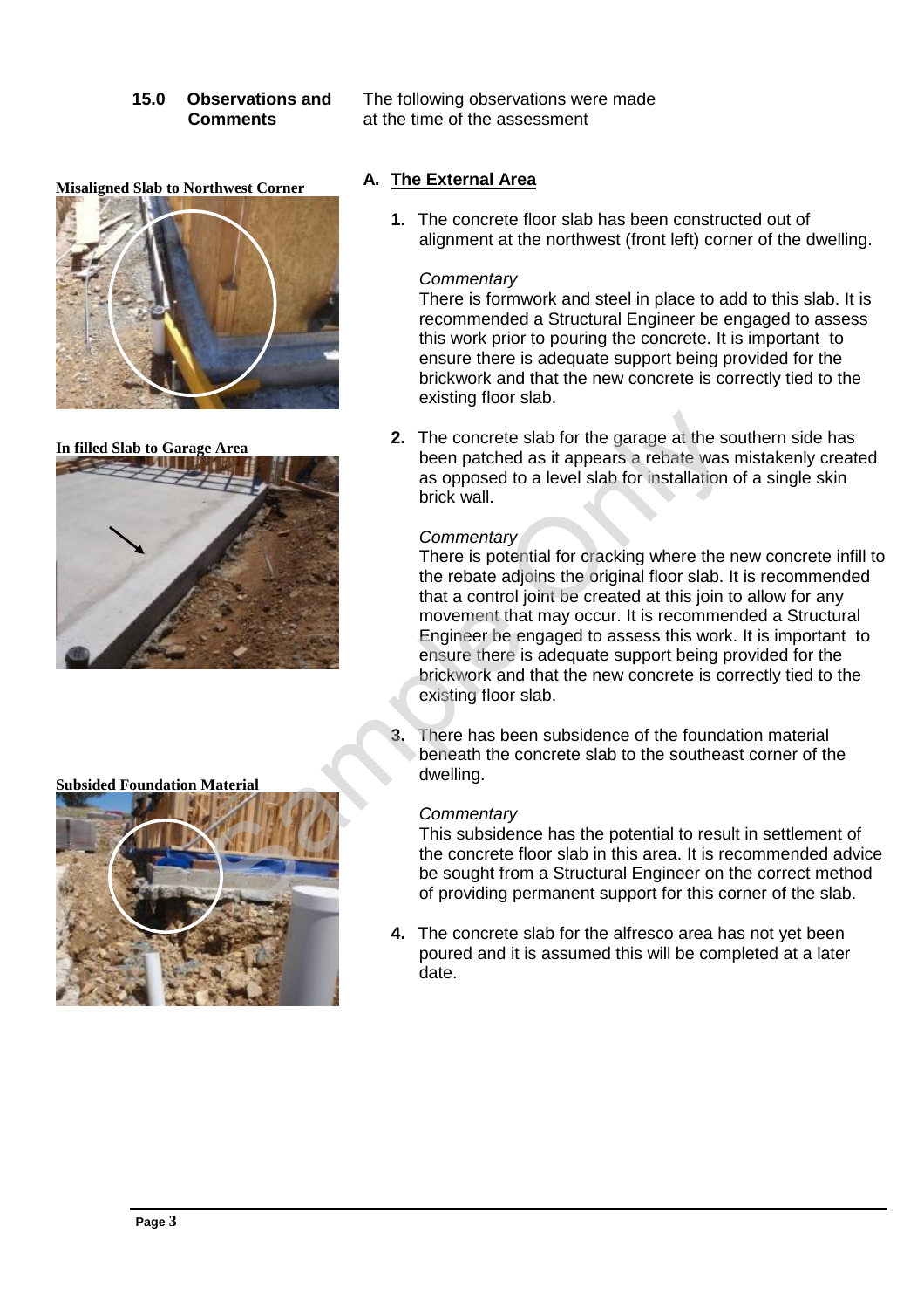## 15.0 Observations and Comments

The following observations were made at the time of the assessment

Misaligned Slab to Northwest Corner

In filled Slab to Garage Area

Subsided Foundation Material

### A. The External Area

1. The concrete floor slab has been constructed out of alignment at the northwest (front left) corner of the dwelling.

   *Commentary*
   There is formwork and steel in place to add to this slab. It is recommended a Structural Engineer be engaged to assess this work prior to pouring the concrete. It is important to ensure there is adequate support being provided for the brickwork and that the new concrete is correctly tied to the existing floor slab.

2. The concrete slab for the garage at the southern side has been patched as it appears a rebate was mistakenly created as opposed to a level slab for installation of a single skin brick wall.

   *Commentary*
   There is potential for cracking where the new concrete infill to the rebate adjoins the original floor slab. It is recommended that a control joint be created at this join to allow for any movement that may occur. It is recommended a Structural Engineer be engaged to assess this work. It is important to ensure there is adequate support being provided for the brickwork and that the new concrete is correctly tied to the existing floor slab.

3. There has been subsidence of the foundation material beneath the concrete slab to the southeast corner of the dwelling.

   *Commentary*
   This subsidence has the potential to result in settlement of the concrete floor slab in this area. It is recommended advice be sought from a Structural Engineer on the correct method of providing permanent support for this corner of the slab.

4. The concrete slab for the alfresco area has not yet been poured and it is assumed this will be completed at a later date.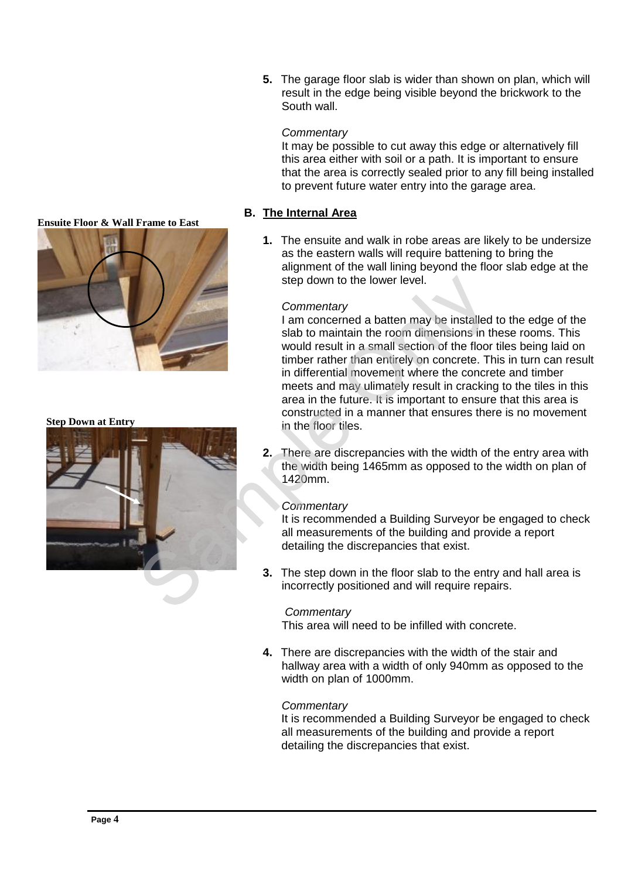5. The garage floor slab is wider than shown on plan, which will result in the edge being visible beyond the brickwork to the South wall.

   *Commentary*
   It may be possible to cut away this edge or alternatively fill this area either with soil or a path. It is important to ensure that the area is correctly sealed prior to any fill being installed to prevent future water entry into the garage area.

## B. The Internal Area

**Ensuite Floor & Wall Frame to East**

1. The ensuite and walk in robe areas are likely to be undersize as the eastern walls will require battening to bring the alignment of the wall lining beyond the floor slab edge at the step down to the lower level.

   *Commentary*
   I am concerned a batten may be installed to the edge of the slab to maintain the room dimensions in these rooms. This would result in a small section of the floor tiles being laid on timber rather than entirely on concrete. This in turn can result in differential movement where the concrete and timber meets and may ulimately result in cracking to the tiles in this area in the future. It is important to ensure that this area is constructed in a manner that ensures there is no movement in the floor tiles.

**Step Down at Entry**

2. There are discrepancies with the width of the entry area with the width being 1465mm as opposed to the width on plan of 1420mm.

   *Commentary*
   It is recommended a Building Surveyor be engaged to check all measurements of the building and provide a report detailing the discrepancies that exist.

3. The step down in the floor slab to the entry and hall area is incorrectly positioned and will require repairs.

   *Commentary*
   This area will need to be infilled with concrete.

4. There are discrepancies with the width of the stair and hallway area with a width of only 940mm as opposed to the width on plan of 1000mm.

   *Commentary*
   It is recommended a Building Surveyor be engaged to check all measurements of the building and provide a report detailing the discrepancies that exist.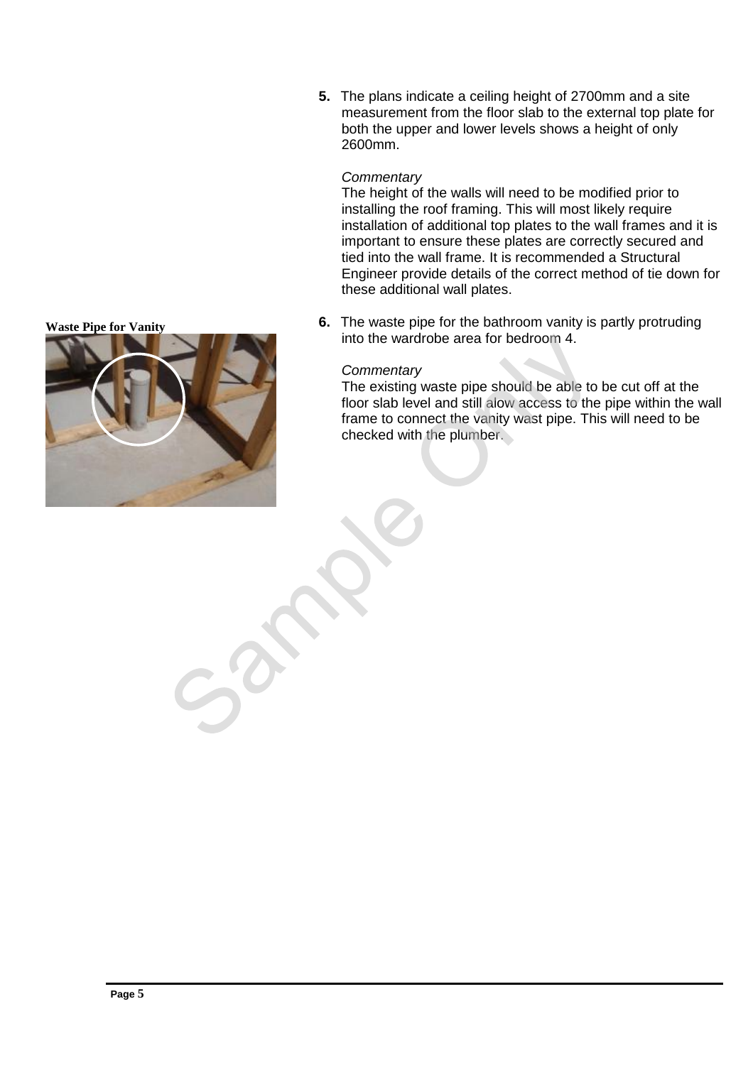5. The plans indicate a ceiling height of 2700mm and a site measurement from the floor slab to the external top plate for both the upper and lower levels shows a height of only 2600mm.

   *Commentary*
   The height of the walls will need to be modified prior to installing the roof framing. This will most likely require installation of additional top plates to the wall frames and it is important to ensure these plates are correctly secured and tied into the wall frame. It is recommended a Structural Engineer provide details of the correct method of tie down for these additional wall plates.

**Waste Pipe for Vanity**

6. The waste pipe for the bathroom vanity is partly protruding into the wardrobe area for bedroom 4.

   *Commentary*
   The existing waste pipe should be able to be cut off at the floor slab level and still alow access to the pipe within the wall frame to connect the vanity wast pipe. This will need to be checked with the plumber.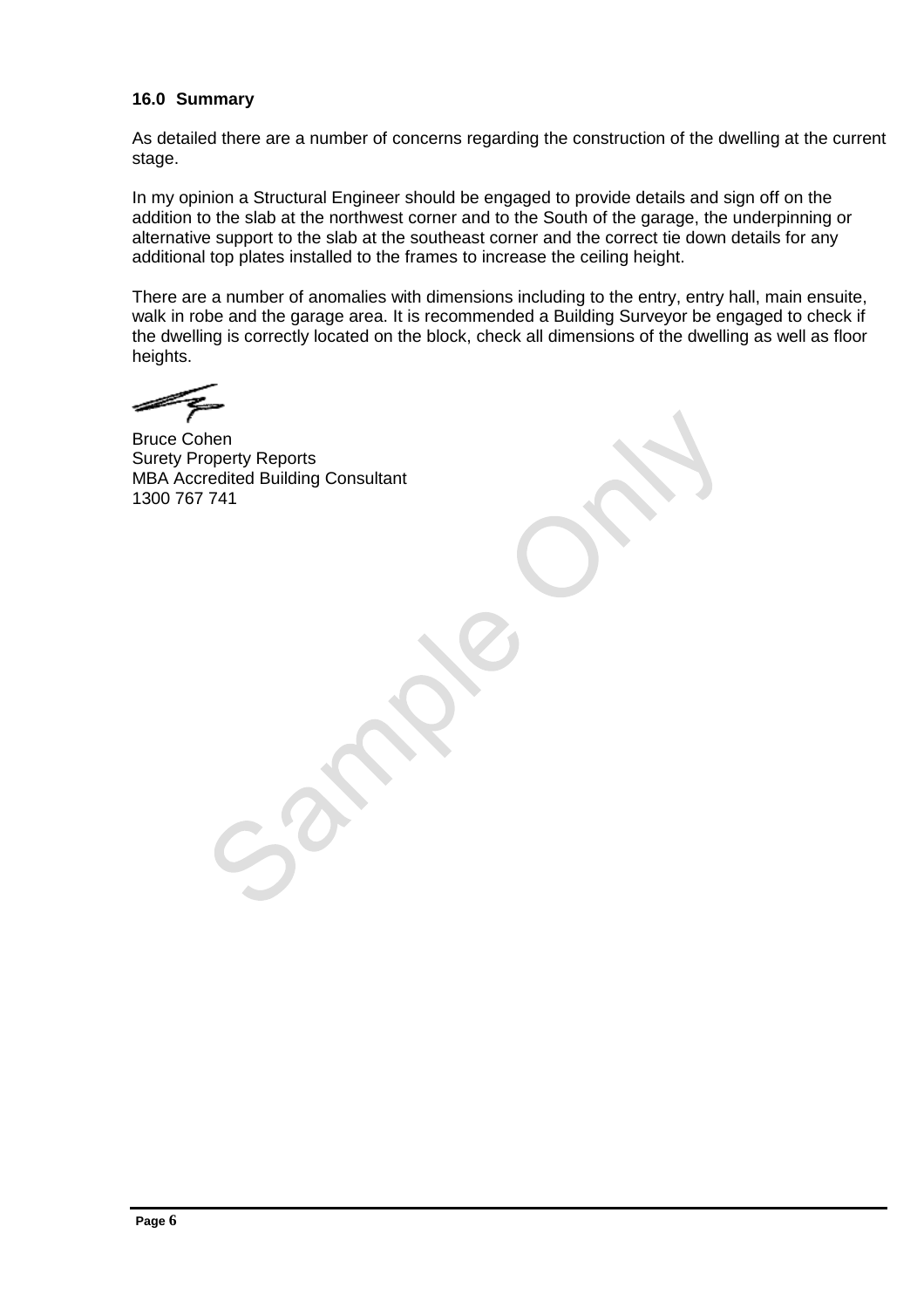## 16.0 Summary

As detailed there are a number of concerns regarding the construction of the dwelling at the current stage.

In my opinion a Structural Engineer should be engaged to provide details and sign off on the addition to the slab at the northwest corner and to the South of the garage, the underpinning or alternative support to the slab at the southeast corner and the correct tie down details for any additional top plates installed to the frames to increase the ceiling height.

There are a number of anomalies with dimensions including to the entry, entry hall, main ensuite, walk in robe and the garage area. It is recommended a Building Surveyor be engaged to check if the dwelling is correctly located on the block, check all dimensions of the dwelling as well as floor heights.

Bruce Cohen
Surety Property Reports
MBA Accredited Building Consultant
1300 767 741